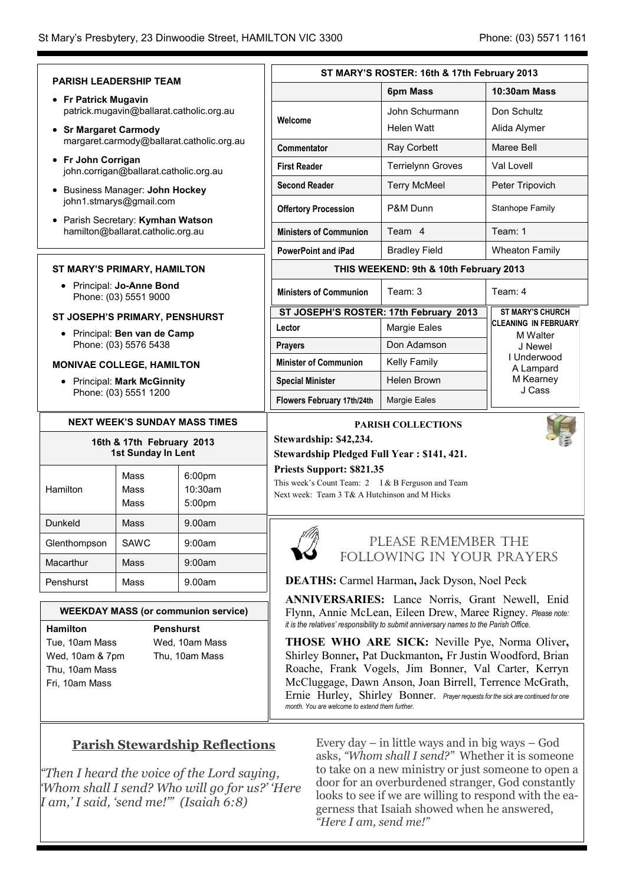St Mary's Presbytery, 23 Dinwoodie Street, HAMILTON VIC 3300 — Phone: (03) 5571 1161

### PARISH LEADERSHIP TEAM

- **Fr Patrick Mugavin**
  patrick.mugavin@ballarat.catholic.org.au
- **Sr Margaret Carmody**
  margaret.carmody@ballarat.catholic.org.au
- **Fr John Corrigan**
  john.corrigan@ballarat.catholic.org.au
- Business Manager: **John Hockey**
  john1.stmarys@gmail.com
- Parish Secretary: **Kymhan Watson**
  hamilton@ballarat.catholic.org.au

### ST MARY'S PRIMARY, HAMILTON

- Principal: **Jo-Anne Bond**
  Phone: (03) 5551 9000

### ST JOSEPH'S PRIMARY, PENSHURST

- Principal: **Ben van de Camp**
  Phone: (03) 5576 5438

### MONIVAE COLLEGE, HAMILTON

- Principal: **Mark McGinnity**
  Phone: (03) 5551 1200

### NEXT WEEK'S SUNDAY MASS TIMES

**16th & 17th February 2013**
**1st Sunday In Lent**

| | | |
|---|---|---|
| Hamilton | Mass<br>Mass<br>Mass | 6:00pm<br>10:30am<br>5:00pm |
| Dunkeld | Mass | 9.00am |
| Glenthompson | SAWC | 9:00am |
| Macarthur | Mass | 9:00am |
| Penshurst | Mass | 9.00am |

### WEEKDAY MASS (or communion service)

| Hamilton | Penshurst |
|---|---|
| Tue, 10am Mass | Wed, 10am Mass |
| Wed, 10am & 7pm | Thu, 10am Mass |
| Thu, 10am Mass | |
| Fri, 10am Mass | |

### ST MARY'S ROSTER: 16th & 17th February 2013

| | 6pm Mass | 10:30am Mass |
|---|---|---|
| **Welcome** | John Schurmann<br>Helen Watt | Don Schultz<br>Alida Alymer |
| **Commentator** | Ray Corbett | Maree Bell |
| **First Reader** | Terrielynn Groves | Val Lovell |
| **Second Reader** | Terry McMeel | Peter Tripovich |
| **Offertory Procession** | P&M Dunn | Stanhope Family |
| **Ministers of Communion** | Team 4 | Team: 1 |
| **PowerPoint and iPad** | Bradley Field | Wheaton Family |
| **THIS WEEKEND: 9th & 10th February 2013** | | |
| **Ministers of Communion** | Team: 3 | Team: 4 |

### ST JOSEPH'S ROSTER: 17th February 2013

| | |
|---|---|
| **Lector** | Margie Eales |
| **Prayers** | Don Adamson |
| **Minister of Communion** | Kelly Family |
| **Special Minister** | Helen Brown |
| **Flowers February 17th/24th** | Margie Eales |

### ST MARY'S CHURCH CLEANING IN FEBRUARY

M Walter
J Newel
I Underwood
A Lampard
M Kearney
J Cass

### PARISH COLLECTIONS

**Stewardship: $42,234.**
**Stewardship Pledged Full Year : $141, 421.**
**Priests Support: $821.35**

This week's Count Team: 2 I & B Ferguson and Team
Next week: Team 3 T& A Hutchinson and M Hicks

### PLEASE REMEMBER THE FOLLOWING IN YOUR PRAYERS

**DEATHS:** Carmel Harman**,** Jack Dyson, Noel Peck

**ANNIVERSARIES:** Lance Norris, Grant Newell, Enid Flynn, Annie McLean, Eileen Drew, Maree Rigney. *Please note: it is the relatives' responsibility to submit anniversary names to the Parish Office.*

**THOSE WHO ARE SICK:** Neville Pye, Norma Oliver**,** Shirley Bonner**,** Pat Duckmanton**,** Fr Justin Woodford, Brian Roache, Frank Vogels, Jim Bonner, Val Carter, Kerryn McCluggage, Dawn Anson, Joan Birrell, Terrence McGrath, Ernie Hurley, Shirley Bonner. *Prayer requests for the sick are continued for one month. You are welcome to extend them further.*

## Parish Stewardship Reflections

*"Then I heard the voice of the Lord saying, 'Whom shall I send? Who will go for us?' 'Here I am,' I said, 'send me!'" (Isaiah 6:8)*

Every day – in little ways and in big ways – God asks, *"Whom shall I send?"* Whether it is someone to take on a new ministry or just someone to open a door for an overburdened stranger, God constantly looks to see if we are willing to respond with the eagerness that Isaiah showed when he answered, *"Here I am, send me!"*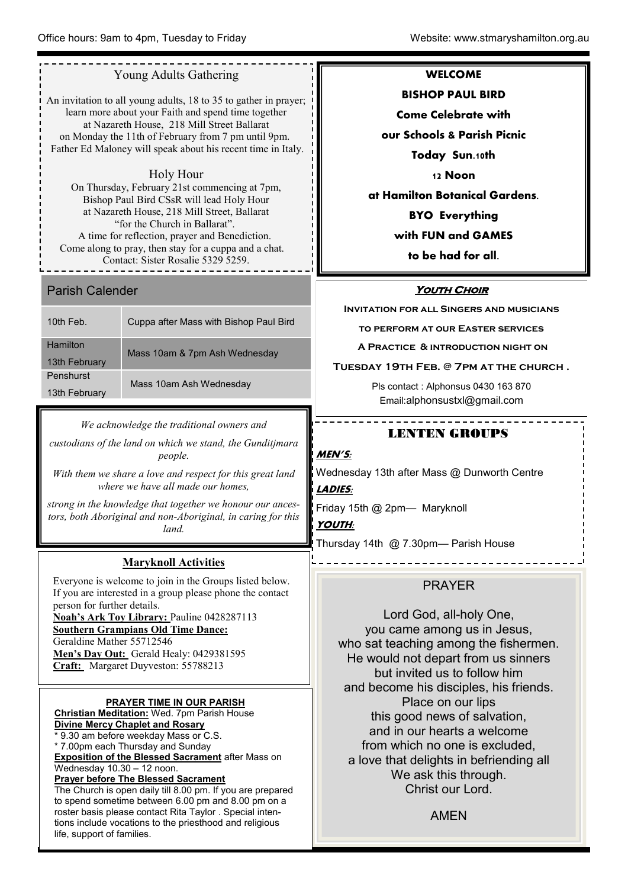## Young Adults Gathering

An invitation to all young adults, 18 to 35 to gather in prayer; learn more about your Faith and spend time together at Nazareth House, 218 Mill Street Ballarat on Monday the 11th of February from 7 pm until 9pm. Father Ed Maloney will speak about his recent time in Italy.

## Holy Hour

On Thursday, February 21st commencing at 7pm, Bishop Paul Bird CSsR will lead Holy Hour at Nazareth House, 218 Mill Street, Ballarat "for the Church in Ballarat".
A time for reflection, prayer and Benediction.
Come along to pray, then stay for a cuppa and a chat.
Contact: Sister Rosalie 5329 5259.

## Parish Calender

| | |
|---|---|
| 10th Feb. | Cuppa after Mass with Bishop Paul Bird |
| Hamilton 13th February | Mass 10am & 7pm Ash Wednesday |
| Penshurst 13th February | Mass 10am Ash Wednesday |

*We acknowledge the traditional owners and custodians of the land on which we stand, the Gunditjmara people.*

*With them we share a love and respect for this great land where we have all made our homes,*

*strong in the knowledge that together we honour our ancestors, both Aboriginal and non-Aboriginal, in caring for this land.*

### Maryknoll Activities

Everyone is welcome to join in the Groups listed below. If you are interested in a group please phone the contact person for further details.

**Noah's Ark Toy Library:** Pauline 0428287113
**Southern Grampians Old Time Dance:** Geraldine Mather 55712546
**Men's Day Out:** Gerald Healy: 0429381595
**Craft:** Margaret Duyveston: 55788213

### PRAYER TIME IN OUR PARISH

**Christian Meditation:** Wed. 7pm Parish House
**Divine Mercy Chaplet and Rosary**
* 9.30 am before weekday Mass or C.S.
* 7.00pm each Thursday and Sunday

**Exposition of the Blessed Sacrament** after Mass on Wednesday 10.30 – 12 noon.

**Prayer before The Blessed Sacrament**
The Church is open daily till 8.00 pm. If you are prepared to spend sometime between 6.00 pm and 8.00 pm on a roster basis please contact Rita Taylor . Special intentions include vocations to the priesthood and religious life, support of families.

**WELCOME**

**BISHOP PAUL BIRD**

**Come Celebrate with our Schools & Parish Picnic**

**Today Sun.10th**

**12 Noon**

**at Hamilton Botanical Gardens.**

**BYO Everything with FUN and GAMES to be had for all.**

### Youth Choir

**Invitation for all Singers and musicians to perform at our Easter services**

**A Practice & introduction night on Tuesday 19th Feb. @ 7pm at the church .**

Pls contact : Alphonsus 0430 163 870
Email:alphonsustxl@gmail.com

## LENTEN GROUPS

**MEN'S:**
Wednesday 13th after Mass @ Dunworth Centre

**LADIES:**
Friday 15th @ 2pm— Maryknoll

**YOUTH:**
Thursday 14th @ 7.30pm— Parish House

## PRAYER

Lord God, all-holy One,
you came among us in Jesus,
who sat teaching among the fishermen.
He would not depart from us sinners
but invited us to follow him
and become his disciples, his friends.
Place on our lips
this good news of salvation,
and in our hearts a welcome
from which no one is excluded,
a love that delights in befriending all
We ask this through.
Christ our Lord.

AMEN